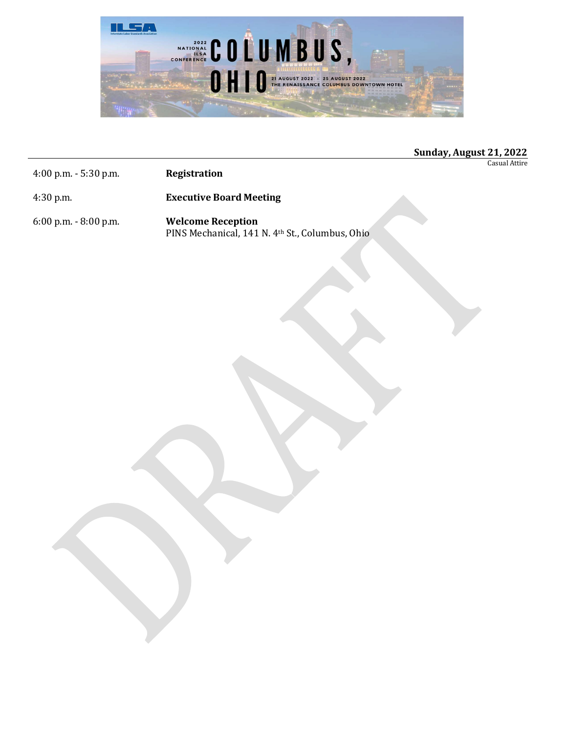2022 NATIONAL ILSA CONFERENCE

# COLUMBUS, OHIO

21 AUGUST 2022 - 25 AUGUST 2022
THE RENAISSANCE COLUMBUS DOWNTOWN HOTEL

## Sunday, August 21, 2022

Casual Attire

| | |
|---|---|
| 4:00 p.m. - 5:30 p.m. | **Registration** |
| 4:30 p.m. | **Executive Board Meeting** |
| 6:00 p.m. - 8:00 p.m. | **Welcome Reception**<br>PINS Mechanical, 141 N. 4th St., Columbus, Ohio |

DRAFT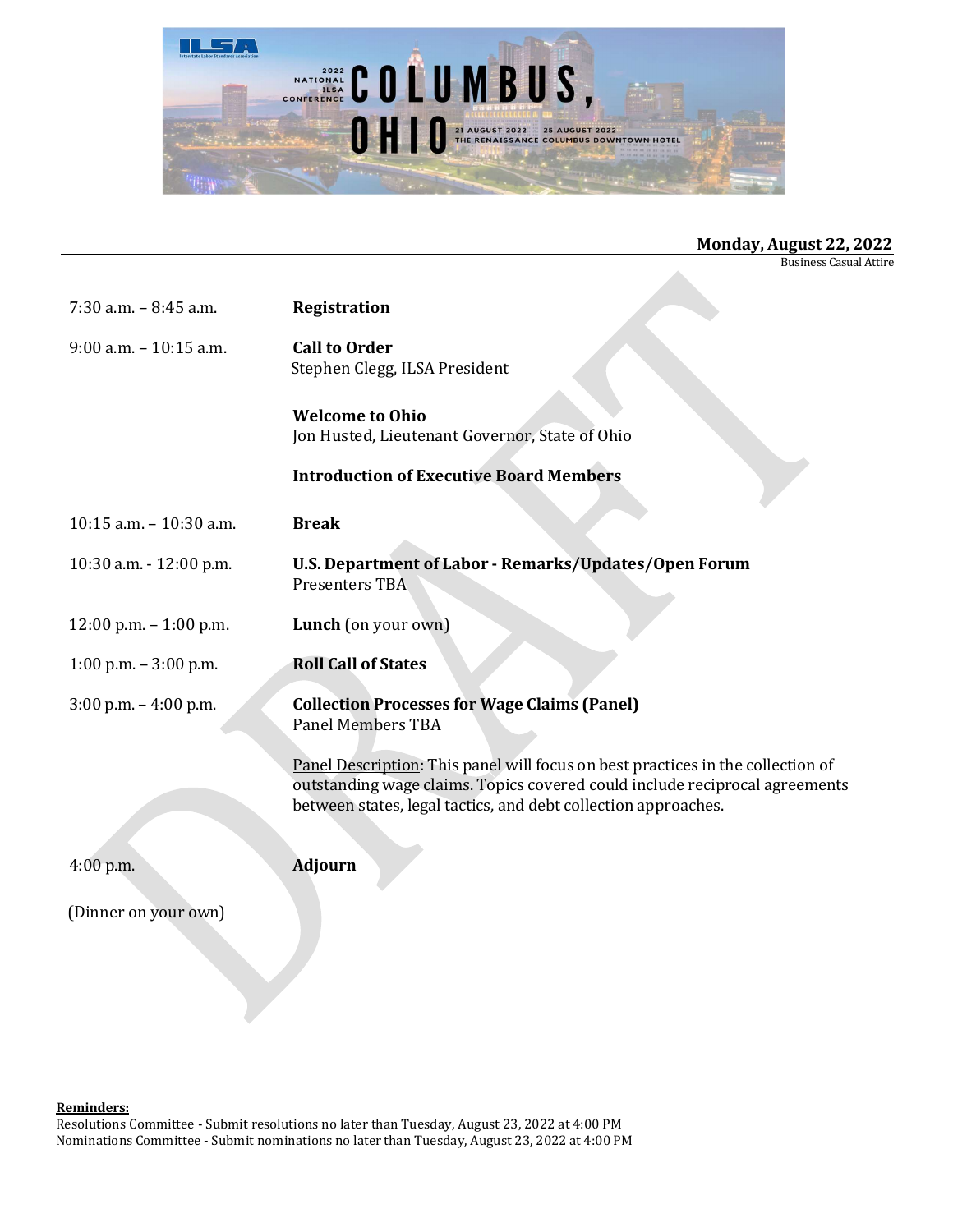**Monday, August 22, 2022**

Business Casual Attire

| | |
|---|---|
| 7:30 a.m. – 8:45 a.m. | **Registration** |
| 9:00 a.m. – 10:15 a.m. | **Call to Order**<br>Stephen Clegg, ILSA President<br><br>**Welcome to Ohio**<br>Jon Husted, Lieutenant Governor, State of Ohio<br><br>**Introduction of Executive Board Members** |
| 10:15 a.m. – 10:30 a.m. | **Break** |
| 10:30 a.m. - 12:00 p.m. | **U.S. Department of Labor - Remarks/Updates/Open Forum**<br>Presenters TBA |
| 12:00 p.m. – 1:00 p.m. | **Lunch** (on your own) |
| 1:00 p.m. – 3:00 p.m. | **Roll Call of States** |
| 3:00 p.m. – 4:00 p.m. | **Collection Processes for Wage Claims (Panel)**<br>Panel Members TBA<br><br>Panel Description: This panel will focus on best practices in the collection of outstanding wage claims. Topics covered could include reciprocal agreements between states, legal tactics, and debt collection approaches. |
| 4:00 p.m. | **Adjourn** |

(Dinner on your own)

**Reminders:**

Resolutions Committee - Submit resolutions no later than Tuesday, August 23, 2022 at 4:00 PM

Nominations Committee - Submit nominations no later than Tuesday, August 23, 2022 at 4:00 PM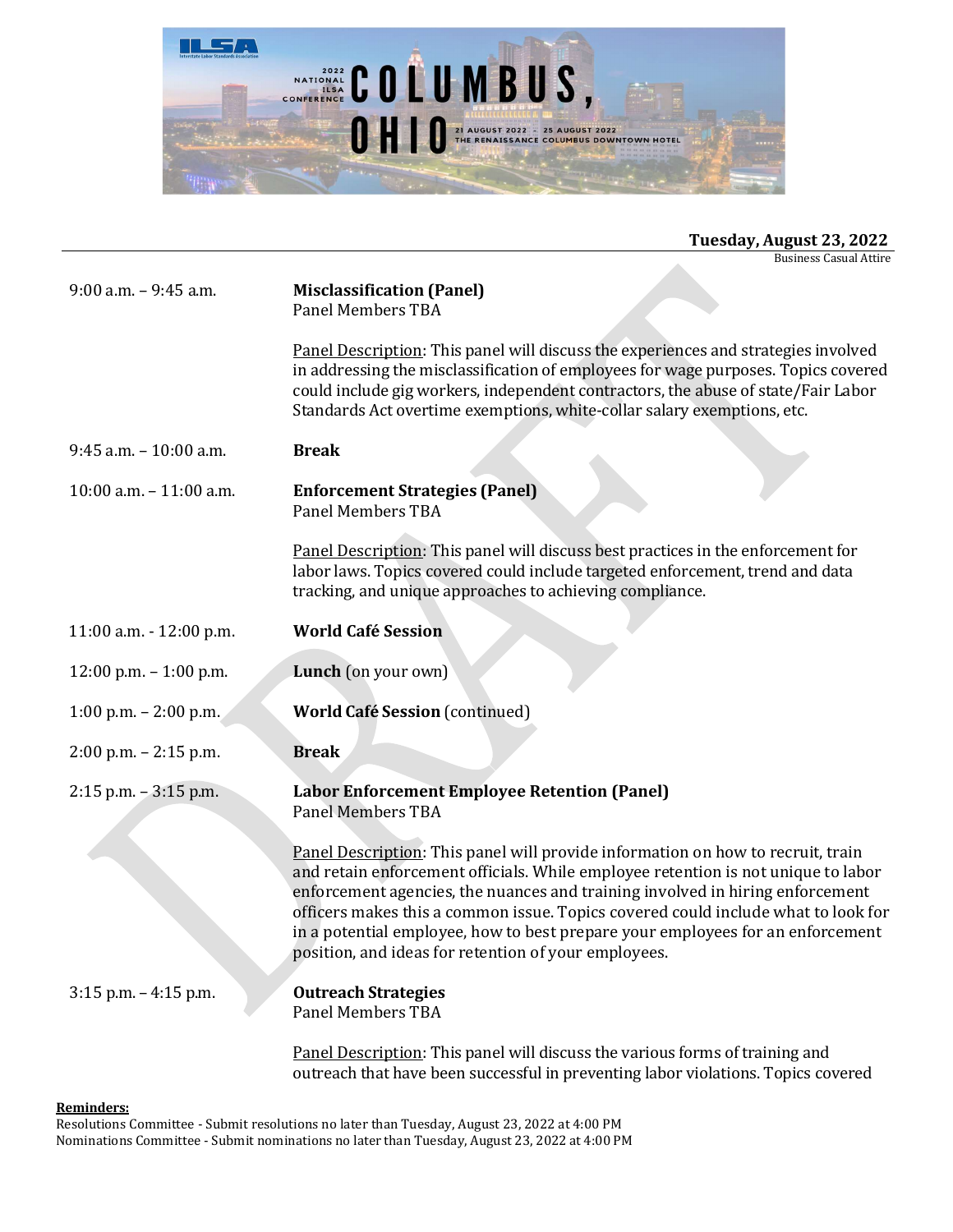**Tuesday, August 23, 2022**

Business Casual Attire

| | |
|---|---|
| 9:00 a.m. – 9:45 a.m. | **Misclassification (Panel)**<br>Panel Members TBA<br><br>Panel Description: This panel will discuss the experiences and strategies involved in addressing the misclassification of employees for wage purposes. Topics covered could include gig workers, independent contractors, the abuse of state/Fair Labor Standards Act overtime exemptions, white-collar salary exemptions, etc. |
| 9:45 a.m. – 10:00 a.m. | **Break** |
| 10:00 a.m. – 11:00 a.m. | **Enforcement Strategies (Panel)**<br>Panel Members TBA<br><br>Panel Description: This panel will discuss best practices in the enforcement for labor laws. Topics covered could include targeted enforcement, trend and data tracking, and unique approaches to achieving compliance. |
| 11:00 a.m. - 12:00 p.m. | **World Café Session** |
| 12:00 p.m. – 1:00 p.m. | **Lunch** (on your own) |
| 1:00 p.m. – 2:00 p.m. | **World Café Session** (continued) |
| 2:00 p.m. – 2:15 p.m. | **Break** |
| 2:15 p.m. – 3:15 p.m. | **Labor Enforcement Employee Retention (Panel)**<br>Panel Members TBA<br><br>Panel Description: This panel will provide information on how to recruit, train and retain enforcement officials. While employee retention is not unique to labor enforcement agencies, the nuances and training involved in hiring enforcement officers makes this a common issue. Topics covered could include what to look for in a potential employee, how to best prepare your employees for an enforcement position, and ideas for retention of your employees. |
| 3:15 p.m. – 4:15 p.m. | **Outreach Strategies**<br>Panel Members TBA<br><br>Panel Description: This panel will discuss the various forms of training and outreach that have been successful in preventing labor violations. Topics covered |

**Reminders:**

Resolutions Committee - Submit resolutions no later than Tuesday, August 23, 2022 at 4:00 PM

Nominations Committee - Submit nominations no later than Tuesday, August 23, 2022 at 4:00 PM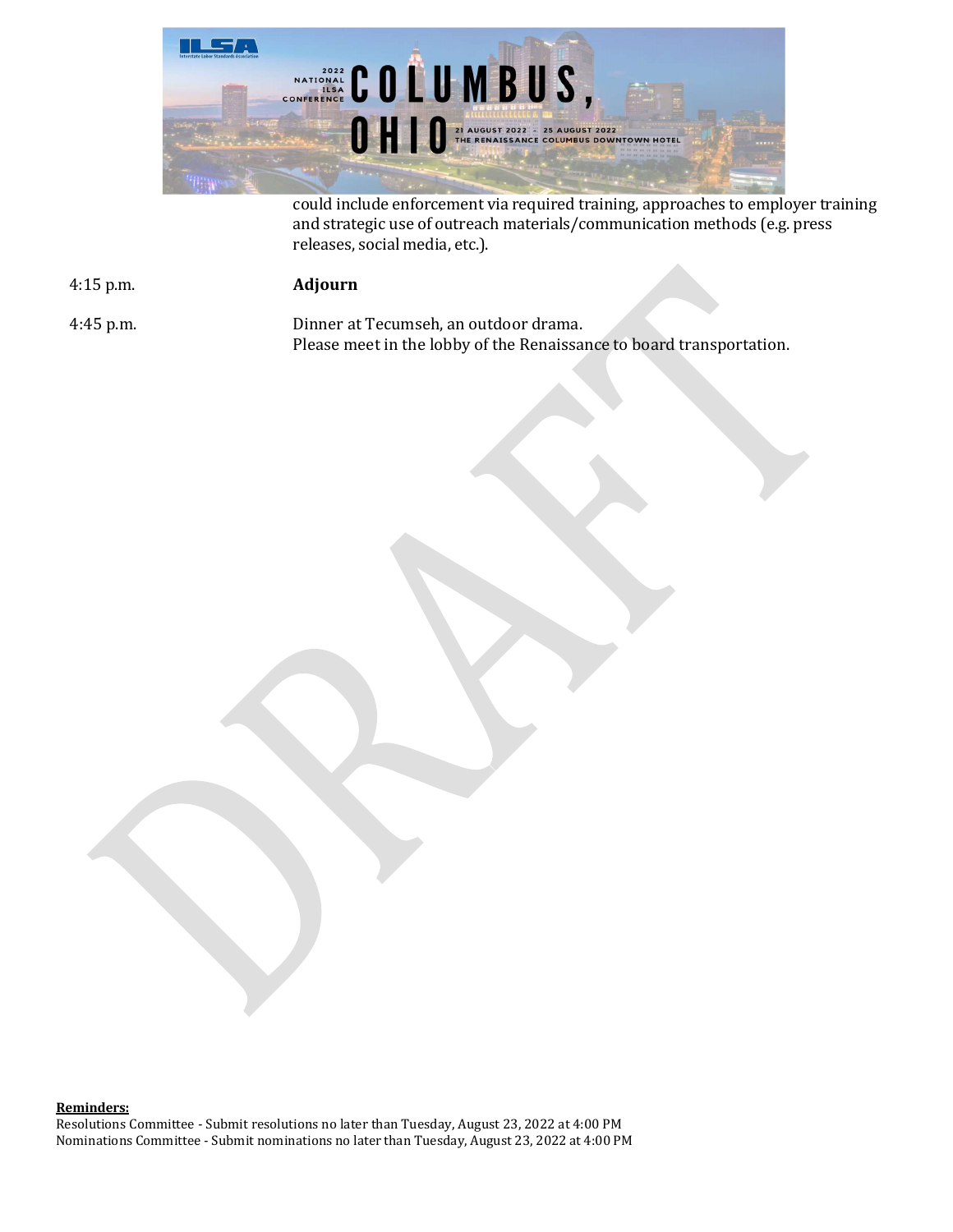could include enforcement via required training, approaches to employer training and strategic use of outreach materials/communication methods (e.g. press releases, social media, etc.).

| | |
|---|---|
| 4:15 p.m. | **Adjourn** |
| 4:45 p.m. | Dinner at Tecumseh, an outdoor drama.<br>Please meet in the lobby of the Renaissance to board transportation. |

**Reminders:**
Resolutions Committee - Submit resolutions no later than Tuesday, August 23, 2022 at 4:00 PM
Nominations Committee - Submit nominations no later than Tuesday, August 23, 2022 at 4:00 PM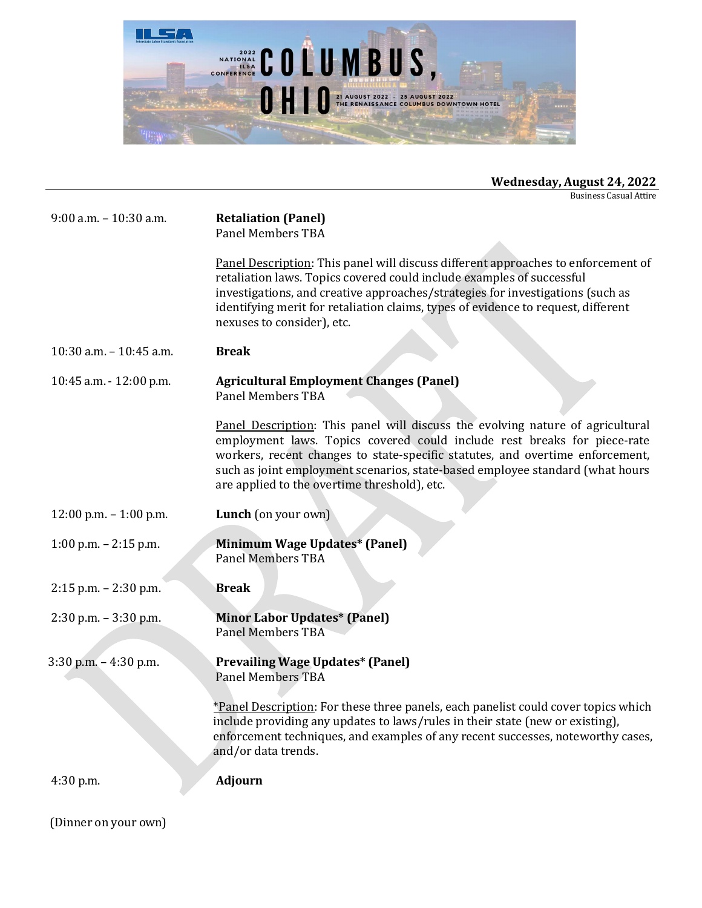**Wednesday, August 24, 2022**

Business Casual Attire

9:00 a.m. – 10:30 a.m. **Retaliation (Panel)**
Panel Members TBA

Panel Description: This panel will discuss different approaches to enforcement of retaliation laws. Topics covered could include examples of successful investigations, and creative approaches/strategies for investigations (such as identifying merit for retaliation claims, types of evidence to request, different nexuses to consider), etc.

10:30 a.m. – 10:45 a.m. **Break**

10:45 a.m. - 12:00 p.m. **Agricultural Employment Changes (Panel)**
Panel Members TBA

Panel Description: This panel will discuss the evolving nature of agricultural employment laws. Topics covered could include rest breaks for piece-rate workers, recent changes to state-specific statutes, and overtime enforcement, such as joint employment scenarios, state-based employee standard (what hours are applied to the overtime threshold), etc.

12:00 p.m. – 1:00 p.m. **Lunch** (on your own)

1:00 p.m. – 2:15 p.m. **Minimum Wage Updates* (Panel)**
Panel Members TBA

2:15 p.m. – 2:30 p.m. **Break**

2:30 p.m. – 3:30 p.m. **Minor Labor Updates* (Panel)**
Panel Members TBA

3:30 p.m. – 4:30 p.m. **Prevailing Wage Updates* (Panel)**
Panel Members TBA

*Panel Description: For these three panels, each panelist could cover topics which include providing any updates to laws/rules in their state (new or existing), enforcement techniques, and examples of any recent successes, noteworthy cases, and/or data trends.

4:30 p.m. **Adjourn**

(Dinner on your own)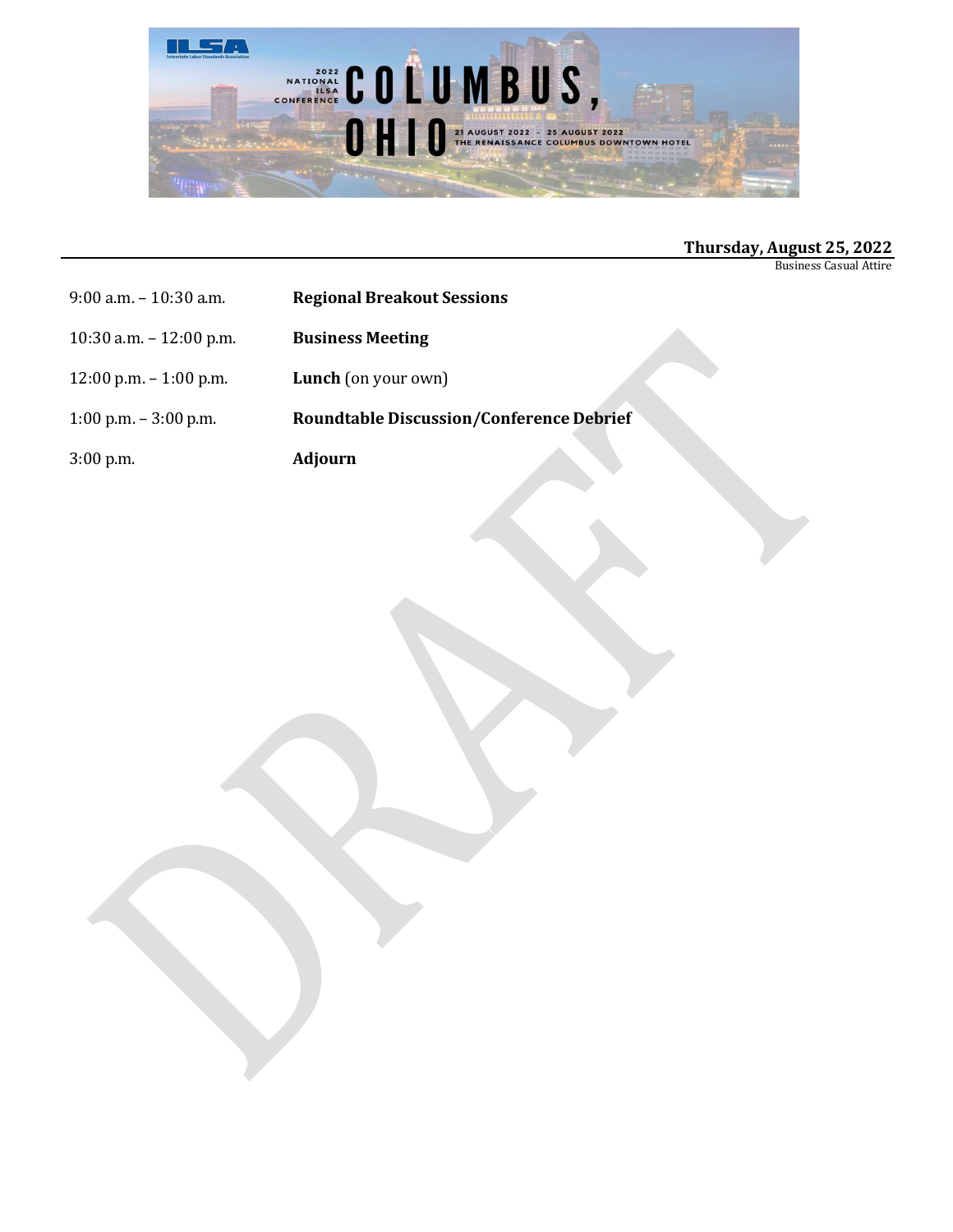2022 NATIONAL ILSA CONFERENCE

COLUMBUS, OHIO

21 AUGUST 2022 – 25 AUGUST 2022
THE RENAISSANCE COLUMBUS DOWNTOWN HOTEL

## Thursday, August 25, 2022

Business Casual Attire

| | |
|---|---|
| 9:00 a.m. – 10:30 a.m. | **Regional Breakout Sessions** |
| 10:30 a.m. – 12:00 p.m. | **Business Meeting** |
| 12:00 p.m. – 1:00 p.m. | **Lunch** (on your own) |
| 1:00 p.m. – 3:00 p.m. | **Roundtable Discussion/Conference Debrief** |
| 3:00 p.m. | **Adjourn** |

DRAFT